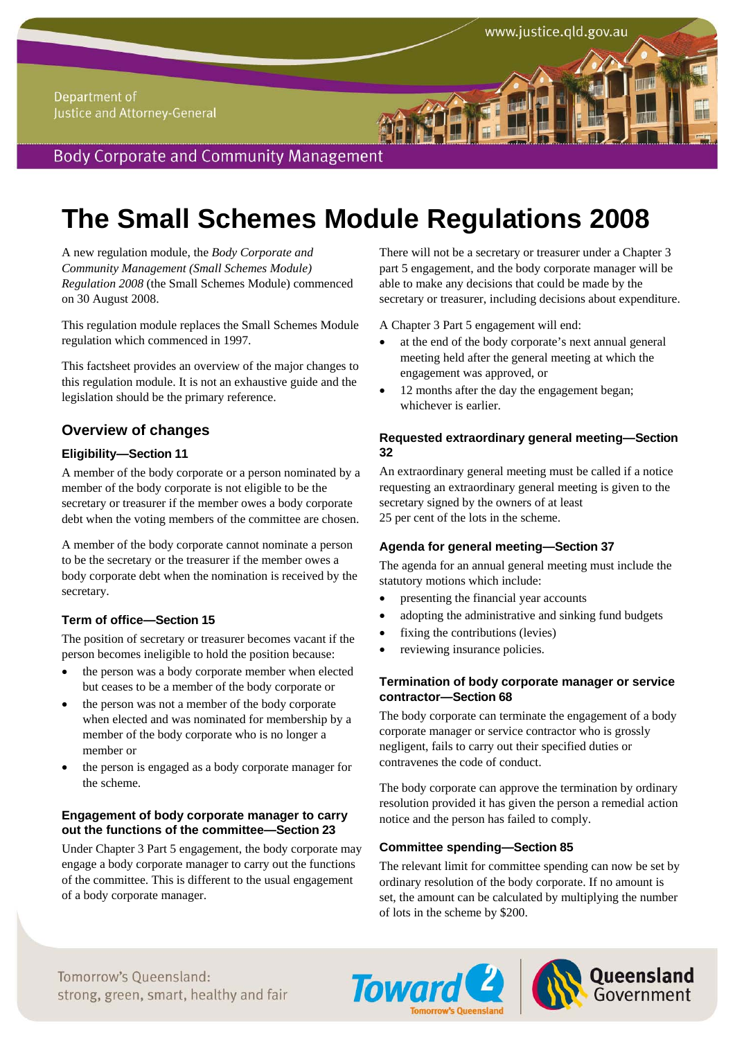# The Small Schemes Module Regulations 2008

A new regulation module, the *Body Corporate and Community Management (Small Schemes Module) Regulation 2008* (the Small Schemes Module) commenced on 30 August 2008.

This regulation module replaces the Small Schemes Module regulation which commenced in 1997.

This factsheet provides an overview of the major changes to this regulation module. It is not an exhaustive guide and the legislation should be the primary reference.

## Overview of changes

### Eligibility—Section 11

A member of the body corporate or a person nominated by a member of the body corporate is not eligible to be the secretary or treasurer if the member owes a body corporate debt when the voting members of the committee are chosen.

A member of the body corporate cannot nominate a person to be the secretary or the treasurer if the member owes a body corporate debt when the nomination is received by the secretary.

### Term of office—Section 15

The position of secretary or treasurer becomes vacant if the person becomes ineligible to hold the position because:

- the person was a body corporate member when elected but ceases to be a member of the body corporate or
- the person was not a member of the body corporate when elected and was nominated for membership by a member of the body corporate who is no longer a member or
- the person is engaged as a body corporate manager for the scheme.

### Engagement of body corporate manager to carry out the functions of the committee—Section 23

Under Chapter 3 Part 5 engagement, the body corporate may engage a body corporate manager to carry out the functions of the committee. This is different to the usual engagement of a body corporate manager.

There will not be a secretary or treasurer under a Chapter 3 part 5 engagement, and the body corporate manager will be able to make any decisions that could be made by the secretary or treasurer, including decisions about expenditure.

A Chapter 3 Part 5 engagement will end:

- at the end of the body corporate's next annual general meeting held after the general meeting at which the engagement was approved, or
- 12 months after the day the engagement began; whichever is earlier.

### Requested extraordinary general meeting—Section 32

An extraordinary general meeting must be called if a notice requesting an extraordinary general meeting is given to the secretary signed by the owners of at least 25 per cent of the lots in the scheme.

### Agenda for general meeting—Section 37

The agenda for an annual general meeting must include the statutory motions which include:

- presenting the financial year accounts
- adopting the administrative and sinking fund budgets
- fixing the contributions (levies)
- reviewing insurance policies.

### Termination of body corporate manager or service contractor—Section 68

The body corporate can terminate the engagement of a body corporate manager or service contractor who is grossly negligent, fails to carry out their specified duties or contravenes the code of conduct.

The body corporate can approve the termination by ordinary resolution provided it has given the person a remedial action notice and the person has failed to comply.

### Committee spending—Section 85

The relevant limit for committee spending can now be set by ordinary resolution of the body corporate. If no amount is set, the amount can be calculated by multiplying the number of lots in the scheme by $200.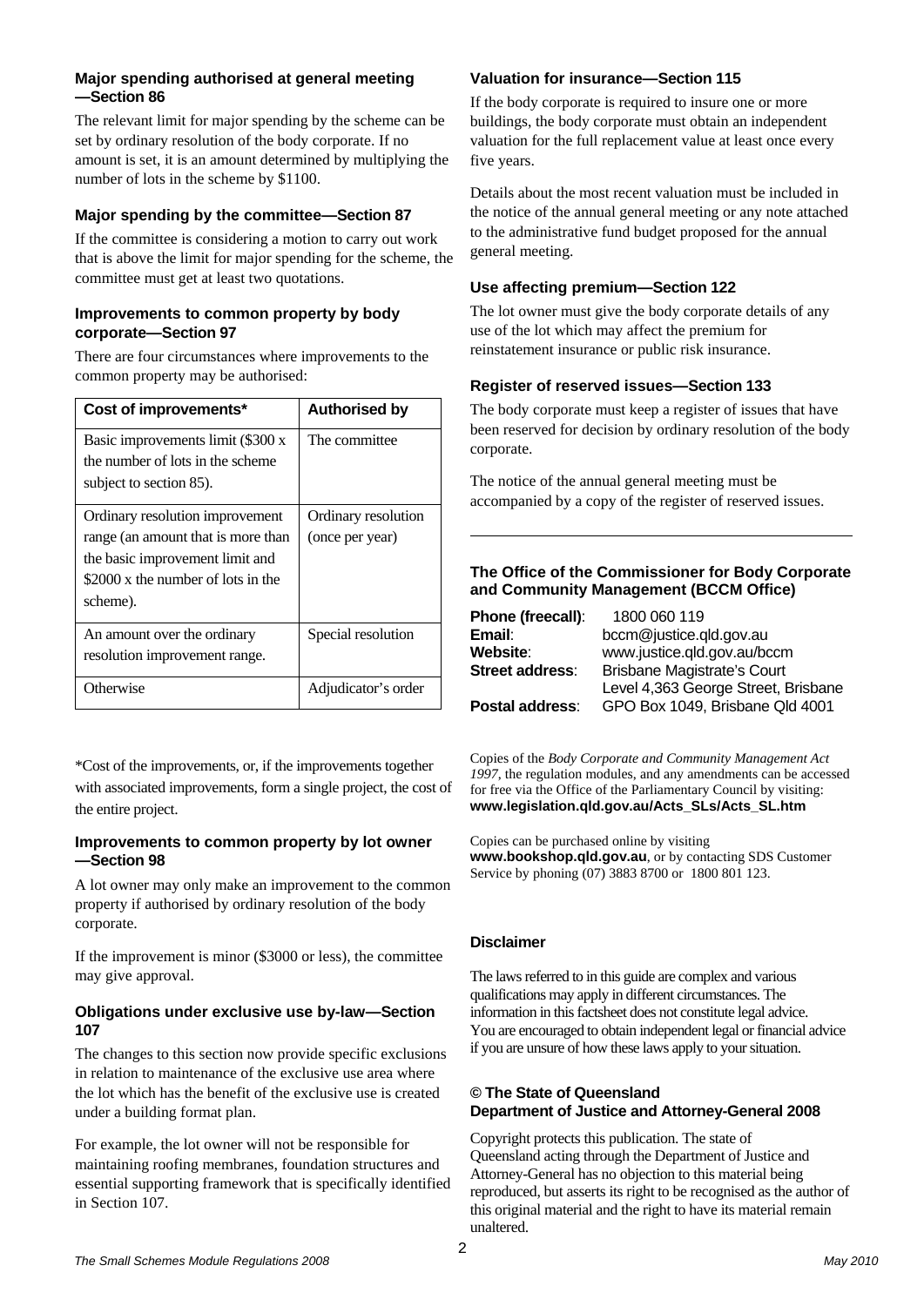### Major spending authorised at general meeting—Section 86

The relevant limit for major spending by the scheme can be set by ordinary resolution of the body corporate. If no amount is set, it is an amount determined by multiplying the number of lots in the scheme by $1100.

### Major spending by the committee—Section 87

If the committee is considering a motion to carry out work that is above the limit for major spending for the scheme, the committee must get at least two quotations.

### Improvements to common property by body corporate—Section 97

There are four circumstances where improvements to the common property may be authorised:

| Cost of improvements* | Authorised by |
| --- | --- |
| Basic improvements limit ($300 x the number of lots in the scheme subject to section 85). | The committee |
| Ordinary resolution improvement range (an amount that is more than the basic improvement limit and $2000 x the number of lots in the scheme). | Ordinary resolution (once per year) |
| An amount over the ordinary resolution improvement range. | Special resolution |
| Otherwise | Adjudicator's order |

*Cost of the improvements, or, if the improvements together with associated improvements, form a single project, the cost of the entire project.

### Improvements to common property by lot owner—Section 98

A lot owner may only make an improvement to the common property if authorised by ordinary resolution of the body corporate.

If the improvement is minor ($3000 or less), the committee may give approval.

### Obligations under exclusive use by-law—Section 107

The changes to this section now provide specific exclusions in relation to maintenance of the exclusive use area where the lot which has the benefit of the exclusive use is created under a building format plan.

For example, the lot owner will not be responsible for maintaining roofing membranes, foundation structures and essential supporting framework that is specifically identified in Section 107.

### Valuation for insurance—Section 115

If the body corporate is required to insure one or more buildings, the body corporate must obtain an independent valuation for the full replacement value at least once every five years.

Details about the most recent valuation must be included in the notice of the annual general meeting or any note attached to the administrative fund budget proposed for the annual general meeting.

### Use affecting premium—Section 122

The lot owner must give the body corporate details of any use of the lot which may affect the premium for reinstatement insurance or public risk insurance.

### Register of reserved issues—Section 133

The body corporate must keep a register of issues that have been reserved for decision by ordinary resolution of the body corporate.

The notice of the annual general meeting must be accompanied by a copy of the register of reserved issues.

---

### The Office of the Commissioner for Body Corporate and Community Management (BCCM Office)

**Phone (freecall)**: 1800 060 119
**Email**: bccm@justice.qld.gov.au
**Website**: www.justice.qld.gov.au/bccm
**Street address**: Brisbane Magistrate's Court
Level 4,363 George Street, Brisbane
**Postal address**: GPO Box 1049, Brisbane Qld 4001

Copies of the *Body Corporate and Community Management Act 1997*, the regulation modules, and any amendments can be accessed for free via the Office of the Parliamentary Council by visiting: **www.legislation.qld.gov.au/Acts_SLs/Acts_SL.htm**

Copies can be purchased online by visiting **www.bookshop.qld.gov.au**, or by contacting SDS Customer Service by phoning (07) 3883 8700 or 1800 801 123.

### Disclaimer

The laws referred to in this guide are complex and various qualifications may apply in different circumstances. The information in this factsheet does not constitute legal advice. You are encouraged to obtain independent legal or financial advice if you are unsure of how these laws apply to your situation.

**© The State of Queensland**
**Department of Justice and Attorney-General 2008**

Copyright protects this publication. The state of Queensland acting through the Department of Justice and Attorney-General has no objection to this material being reproduced, but asserts its right to be recognised as the author of this original material and the right to have its material remain unaltered.